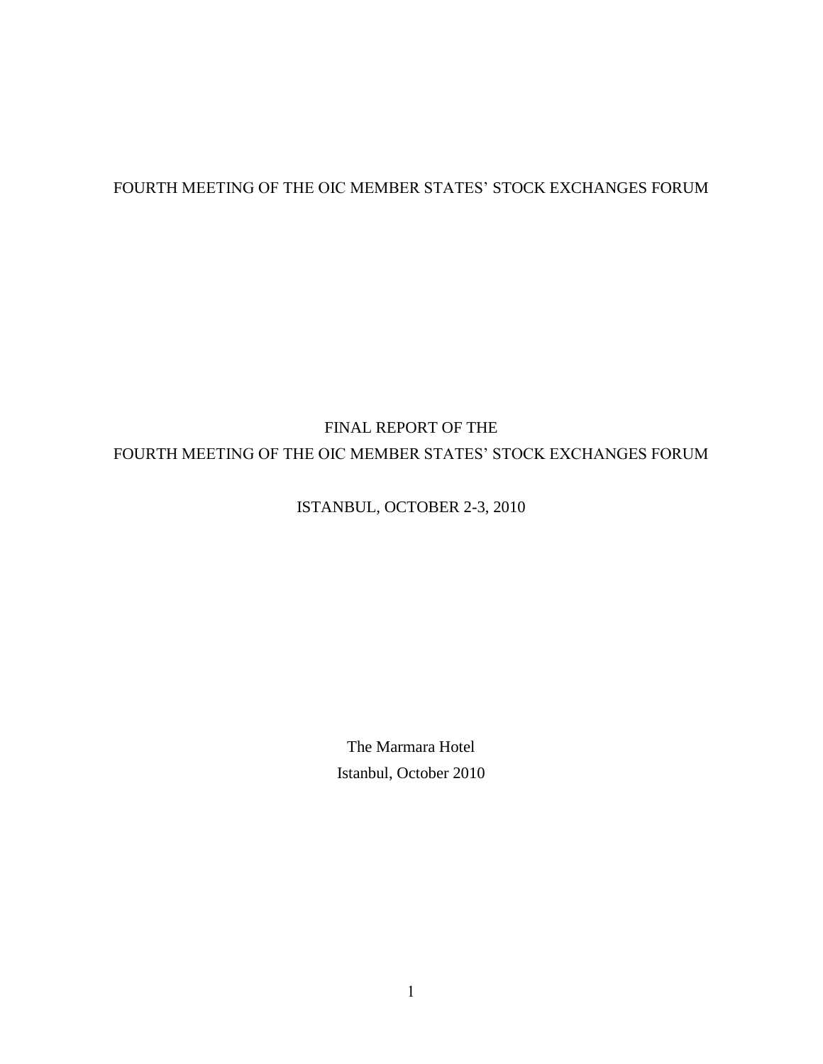FOURTH MEETING OF THE OIC MEMBER STATES' STOCK EXCHANGES FORUM

# FINAL REPORT OF THE FOURTH MEETING OF THE OIC MEMBER STATES' STOCK EXCHANGES FORUM

ISTANBUL, OCTOBER 2-3, 2010

The Marmara Hotel

Istanbul, October 2010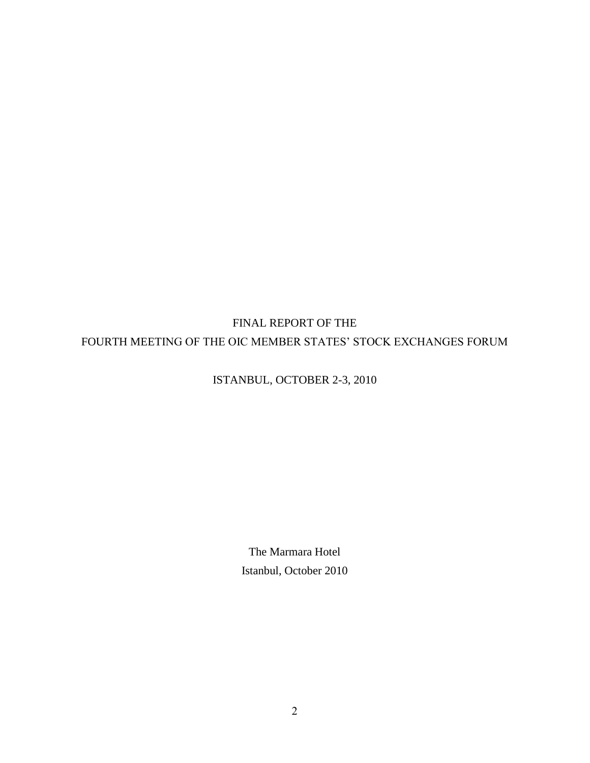# FINAL REPORT OF THE FOURTH MEETING OF THE OIC MEMBER STATES' STOCK EXCHANGES FORUM

ISTANBUL, OCTOBER 2-3, 2010

The Marmara Hotel

Istanbul, October 2010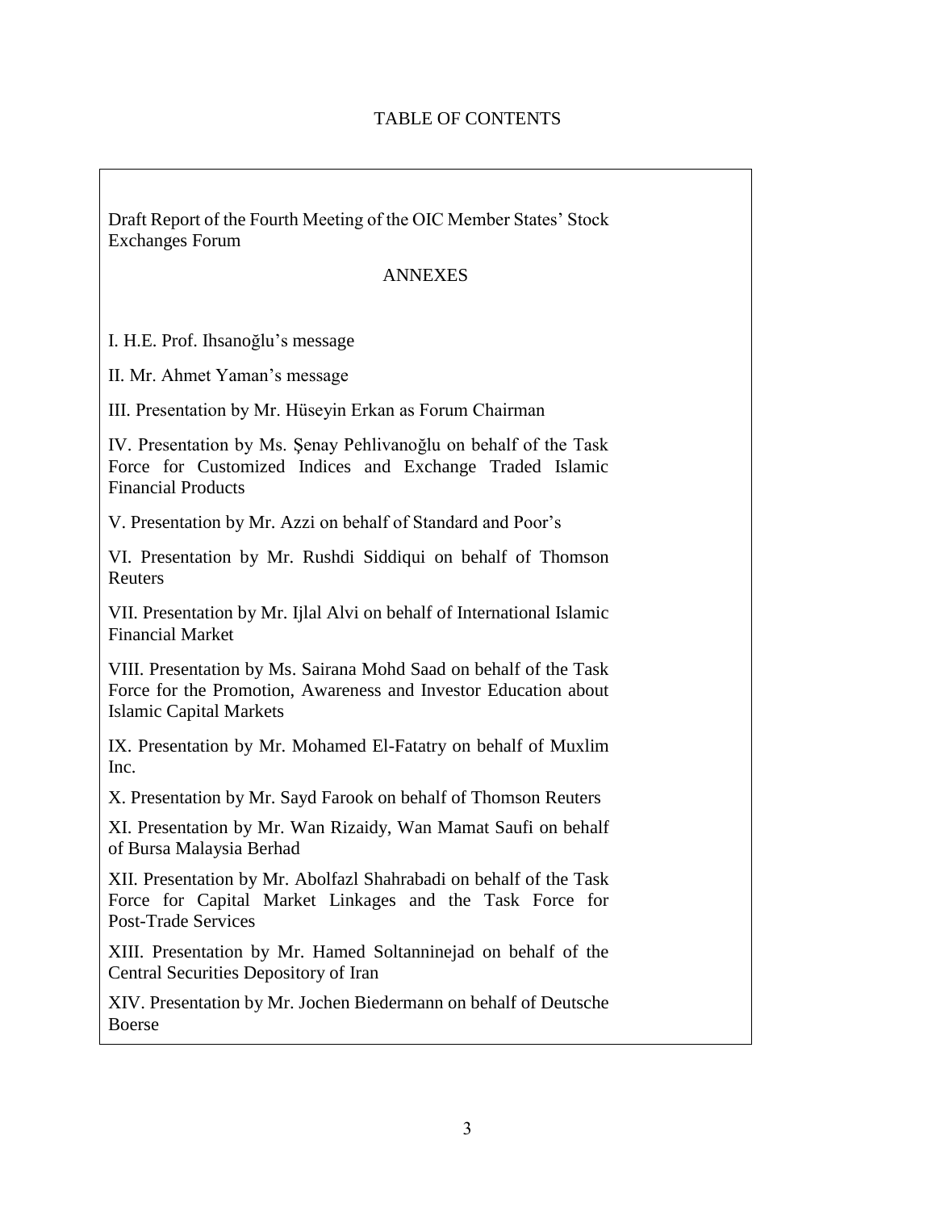# TABLE OF CONTENTS

Draft Report of the Fourth Meeting of the OIC Member States' Stock Exchanges Forum

## ANNEXES

I. H.E. Prof. Ihsanoğlu's message

II. Mr. Ahmet Yaman's message

III. Presentation by Mr. Hüseyin Erkan as Forum Chairman

IV. Presentation by Ms. Şenay Pehlivanoğlu on behalf of the Task Force for Customized Indices and Exchange Traded Islamic Financial Products

V. Presentation by Mr. Azzi on behalf of Standard and Poor's

VI. Presentation by Mr. Rushdi Siddiqui on behalf of Thomson Reuters

VII. Presentation by Mr. Ijlal Alvi on behalf of International Islamic Financial Market

VIII. Presentation by Ms. Sairana Mohd Saad on behalf of the Task Force for the Promotion, Awareness and Investor Education about Islamic Capital Markets

IX. Presentation by Mr. Mohamed El-Fatatry on behalf of Muxlim Inc.

X. Presentation by Mr. Sayd Farook on behalf of Thomson Reuters

XI. Presentation by Mr. Wan Rizaidy, Wan Mamat Saufi on behalf of Bursa Malaysia Berhad

XII. Presentation by Mr. Abolfazl Shahrabadi on behalf of the Task Force for Capital Market Linkages and the Task Force for Post-Trade Services

XIII. Presentation by Mr. Hamed Soltanninejad on behalf of the Central Securities Depository of Iran

XIV. Presentation by Mr. Jochen Biedermann on behalf of Deutsche Boerse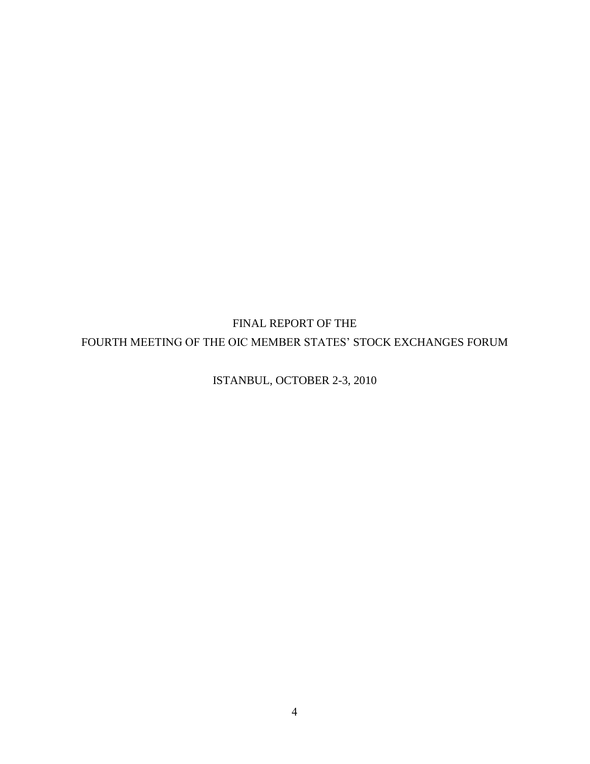# FINAL REPORT OF THE
# FOURTH MEETING OF THE OIC MEMBER STATES' STOCK EXCHANGES FORUM

ISTANBUL, OCTOBER 2-3, 2010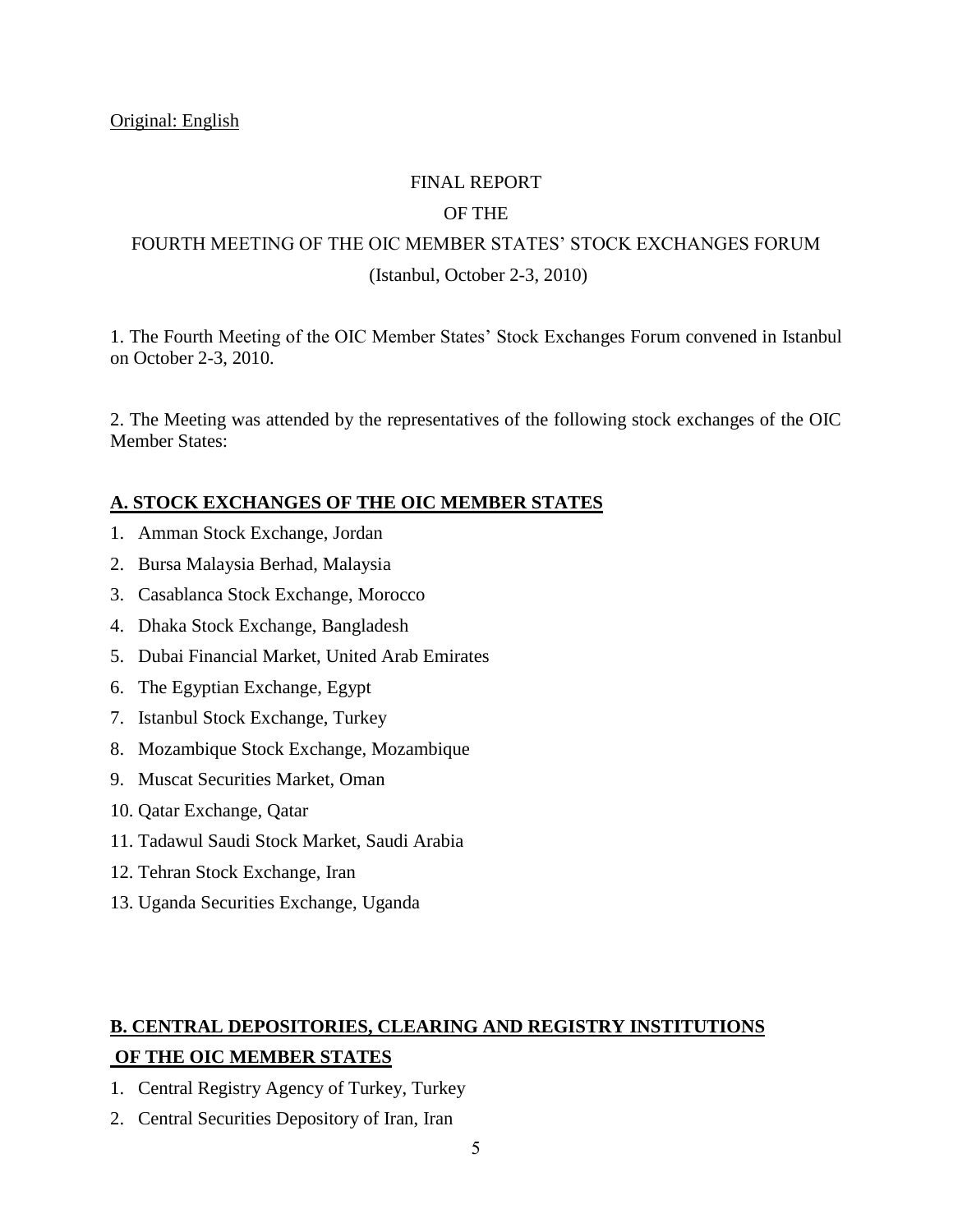Original: English

FINAL REPORT

OF THE

FOURTH MEETING OF THE OIC MEMBER STATES' STOCK EXCHANGES FORUM

(Istanbul, October 2-3, 2010)

1. The Fourth Meeting of the OIC Member States' Stock Exchanges Forum convened in Istanbul on October 2-3, 2010.

2. The Meeting was attended by the representatives of the following stock exchanges of the OIC Member States:

## A. STOCK EXCHANGES OF THE OIC MEMBER STATES

1. Amman Stock Exchange, Jordan
2. Bursa Malaysia Berhad, Malaysia
3. Casablanca Stock Exchange, Morocco
4. Dhaka Stock Exchange, Bangladesh
5. Dubai Financial Market, United Arab Emirates
6. The Egyptian Exchange, Egypt
7. Istanbul Stock Exchange, Turkey
8. Mozambique Stock Exchange, Mozambique
9. Muscat Securities Market, Oman
10. Qatar Exchange, Qatar
11. Tadawul Saudi Stock Market, Saudi Arabia
12. Tehran Stock Exchange, Iran
13. Uganda Securities Exchange, Uganda

## B. CENTRAL DEPOSITORIES, CLEARING AND REGISTRY INSTITUTIONS OF THE OIC MEMBER STATES

1. Central Registry Agency of Turkey, Turkey
2. Central Securities Depository of Iran, Iran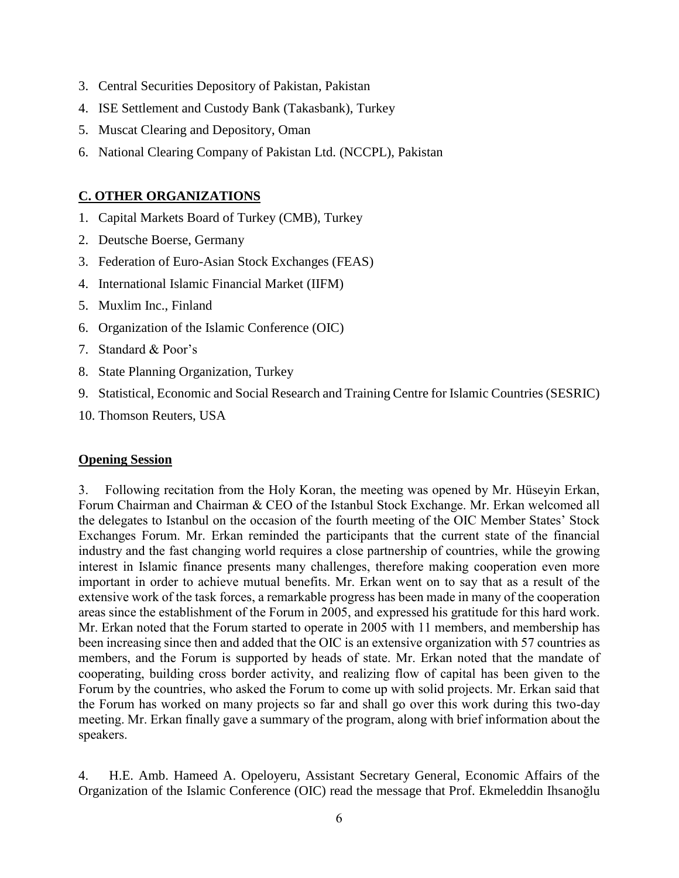3. Central Securities Depository of Pakistan, Pakistan
4. ISE Settlement and Custody Bank (Takasbank), Turkey
5. Muscat Clearing and Depository, Oman
6. National Clearing Company of Pakistan Ltd. (NCCPL), Pakistan

## C. OTHER ORGANIZATIONS

1. Capital Markets Board of Turkey (CMB), Turkey
2. Deutsche Boerse, Germany
3. Federation of Euro-Asian Stock Exchanges (FEAS)
4. International Islamic Financial Market (IIFM)
5. Muxlim Inc., Finland
6. Organization of the Islamic Conference (OIC)
7. Standard & Poor's
8. State Planning Organization, Turkey
9. Statistical, Economic and Social Research and Training Centre for Islamic Countries (SESRIC)
10. Thomson Reuters, USA

## Opening Session

3. Following recitation from the Holy Koran, the meeting was opened by Mr. Hüseyin Erkan, Forum Chairman and Chairman & CEO of the Istanbul Stock Exchange. Mr. Erkan welcomed all the delegates to Istanbul on the occasion of the fourth meeting of the OIC Member States' Stock Exchanges Forum. Mr. Erkan reminded the participants that the current state of the financial industry and the fast changing world requires a close partnership of countries, while the growing interest in Islamic finance presents many challenges, therefore making cooperation even more important in order to achieve mutual benefits. Mr. Erkan went on to say that as a result of the extensive work of the task forces, a remarkable progress has been made in many of the cooperation areas since the establishment of the Forum in 2005, and expressed his gratitude for this hard work. Mr. Erkan noted that the Forum started to operate in 2005 with 11 members, and membership has been increasing since then and added that the OIC is an extensive organization with 57 countries as members, and the Forum is supported by heads of state. Mr. Erkan noted that the mandate of cooperating, building cross border activity, and realizing flow of capital has been given to the Forum by the countries, who asked the Forum to come up with solid projects. Mr. Erkan said that the Forum has worked on many projects so far and shall go over this work during this two-day meeting. Mr. Erkan finally gave a summary of the program, along with brief information about the speakers.

4. H.E. Amb. Hameed A. Opeloyeru, Assistant Secretary General, Economic Affairs of the Organization of the Islamic Conference (OIC) read the message that Prof. Ekmeleddin Ihsanoğlu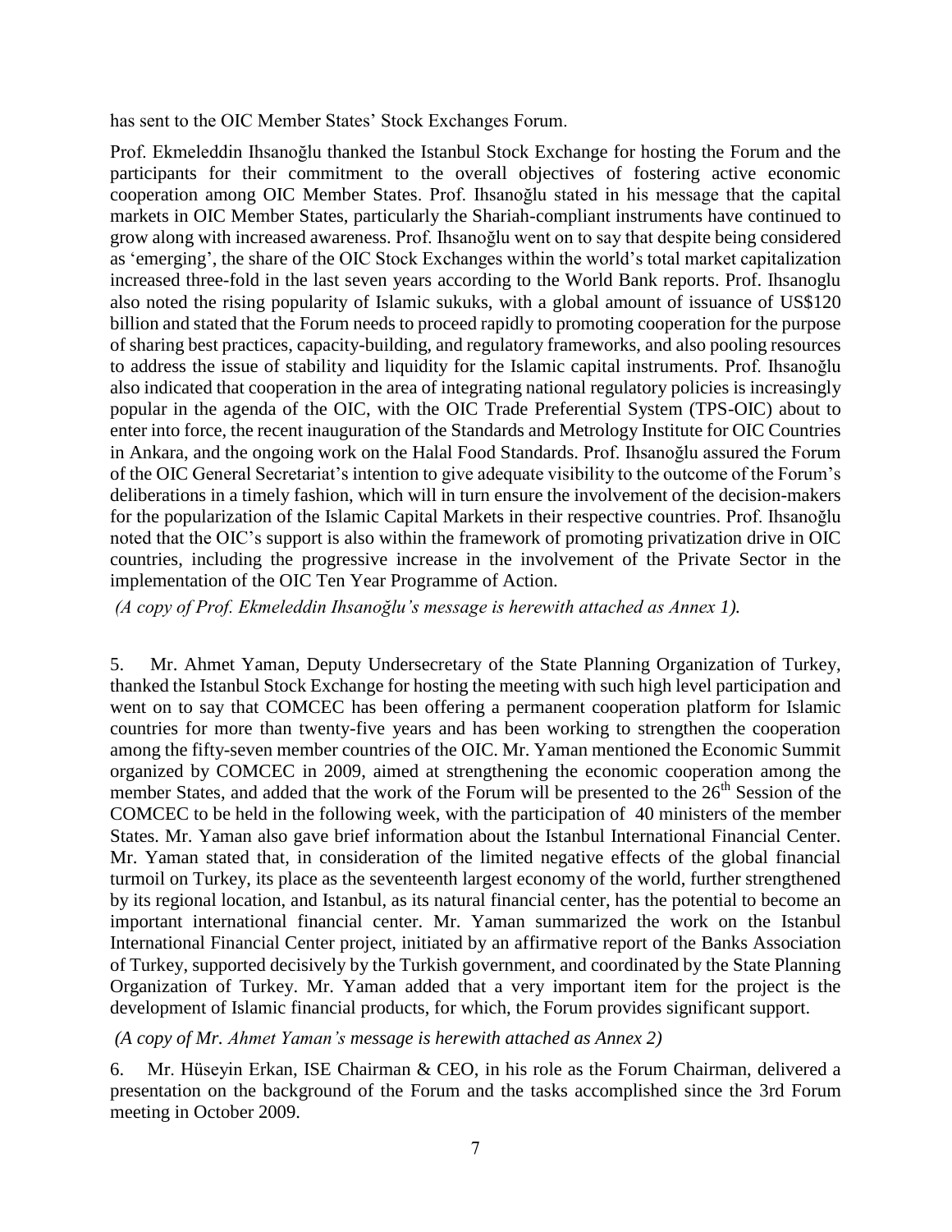has sent to the OIC Member States' Stock Exchanges Forum.

Prof. Ekmeleddin Ihsanoğlu thanked the Istanbul Stock Exchange for hosting the Forum and the participants for their commitment to the overall objectives of fostering active economic cooperation among OIC Member States. Prof. Ihsanoğlu stated in his message that the capital markets in OIC Member States, particularly the Shariah-compliant instruments have continued to grow along with increased awareness. Prof. Ihsanoğlu went on to say that despite being considered as 'emerging', the share of the OIC Stock Exchanges within the world's total market capitalization increased three-fold in the last seven years according to the World Bank reports. Prof. Ihsanoglu also noted the rising popularity of Islamic sukuks, with a global amount of issuance of US$120 billion and stated that the Forum needs to proceed rapidly to promoting cooperation for the purpose of sharing best practices, capacity-building, and regulatory frameworks, and also pooling resources to address the issue of stability and liquidity for the Islamic capital instruments. Prof. Ihsanoğlu also indicated that cooperation in the area of integrating national regulatory policies is increasingly popular in the agenda of the OIC, with the OIC Trade Preferential System (TPS-OIC) about to enter into force, the recent inauguration of the Standards and Metrology Institute for OIC Countries in Ankara, and the ongoing work on the Halal Food Standards. Prof. Ihsanoğlu assured the Forum of the OIC General Secretariat's intention to give adequate visibility to the outcome of the Forum's deliberations in a timely fashion, which will in turn ensure the involvement of the decision-makers for the popularization of the Islamic Capital Markets in their respective countries. Prof. Ihsanoğlu noted that the OIC's support is also within the framework of promoting privatization drive in OIC countries, including the progressive increase in the involvement of the Private Sector in the implementation of the OIC Ten Year Programme of Action.

*(A copy of Prof. Ekmeleddin Ihsanoğlu's message is herewith attached as Annex 1).*

5. Mr. Ahmet Yaman, Deputy Undersecretary of the State Planning Organization of Turkey, thanked the Istanbul Stock Exchange for hosting the meeting with such high level participation and went on to say that COMCEC has been offering a permanent cooperation platform for Islamic countries for more than twenty-five years and has been working to strengthen the cooperation among the fifty-seven member countries of the OIC. Mr. Yaman mentioned the Economic Summit organized by COMCEC in 2009, aimed at strengthening the economic cooperation among the member States, and added that the work of the Forum will be presented to the 26th Session of the COMCEC to be held in the following week, with the participation of 40 ministers of the member States. Mr. Yaman also gave brief information about the Istanbul International Financial Center. Mr. Yaman stated that, in consideration of the limited negative effects of the global financial turmoil on Turkey, its place as the seventeenth largest economy of the world, further strengthened by its regional location, and Istanbul, as its natural financial center, has the potential to become an important international financial center. Mr. Yaman summarized the work on the Istanbul International Financial Center project, initiated by an affirmative report of the Banks Association of Turkey, supported decisively by the Turkish government, and coordinated by the State Planning Organization of Turkey. Mr. Yaman added that a very important item for the project is the development of Islamic financial products, for which, the Forum provides significant support.

*(A copy of Mr. Ahmet Yaman's message is herewith attached as Annex 2)*

6. Mr. Hüseyin Erkan, ISE Chairman & CEO, in his role as the Forum Chairman, delivered a presentation on the background of the Forum and the tasks accomplished since the 3rd Forum meeting in October 2009.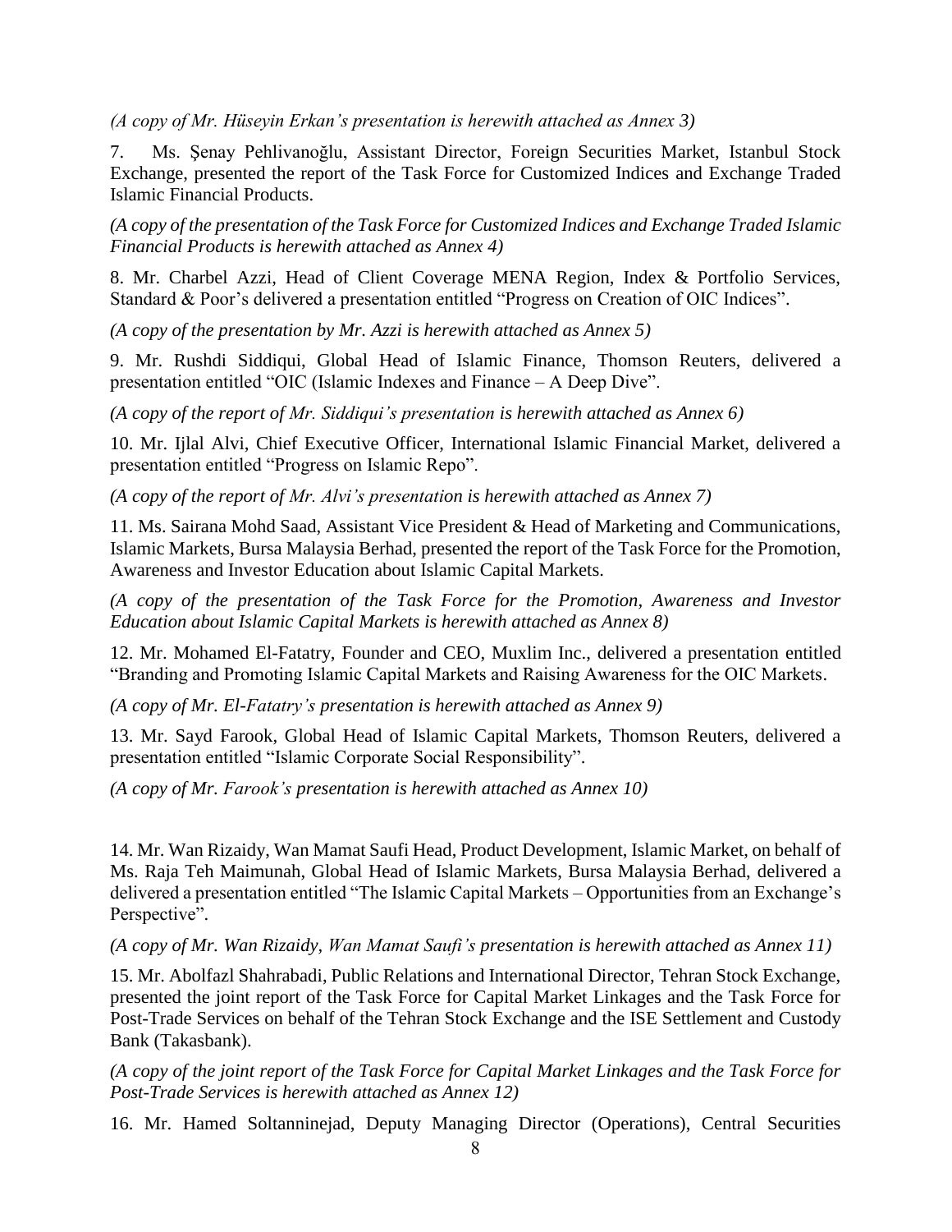*(A copy of Mr. Hüseyin Erkan's presentation is herewith attached as Annex 3)*

7. Ms. Şenay Pehlivanoğlu, Assistant Director, Foreign Securities Market, Istanbul Stock Exchange, presented the report of the Task Force for Customized Indices and Exchange Traded Islamic Financial Products.

*(A copy of the presentation of the Task Force for Customized Indices and Exchange Traded Islamic Financial Products is herewith attached as Annex 4)*

8. Mr. Charbel Azzi, Head of Client Coverage MENA Region, Index & Portfolio Services, Standard & Poor's delivered a presentation entitled "Progress on Creation of OIC Indices".

*(A copy of the presentation by Mr. Azzi is herewith attached as Annex 5)*

9. Mr. Rushdi Siddiqui, Global Head of Islamic Finance, Thomson Reuters, delivered a presentation entitled "OIC (Islamic Indexes and Finance – A Deep Dive".

*(A copy of the report of Mr. Siddiqui's presentation is herewith attached as Annex 6)*

10. Mr. Ijlal Alvi, Chief Executive Officer, International Islamic Financial Market, delivered a presentation entitled "Progress on Islamic Repo".

*(A copy of the report of Mr. Alvi's presentation is herewith attached as Annex 7)*

11. Ms. Sairana Mohd Saad, Assistant Vice President & Head of Marketing and Communications, Islamic Markets, Bursa Malaysia Berhad, presented the report of the Task Force for the Promotion, Awareness and Investor Education about Islamic Capital Markets.

*(A copy of the presentation of the Task Force for the Promotion, Awareness and Investor Education about Islamic Capital Markets is herewith attached as Annex 8)*

12. Mr. Mohamed El-Fatatry, Founder and CEO, Muxlim Inc., delivered a presentation entitled "Branding and Promoting Islamic Capital Markets and Raising Awareness for the OIC Markets.

*(A copy of Mr. El-Fatatry's presentation is herewith attached as Annex 9)*

13. Mr. Sayd Farook, Global Head of Islamic Capital Markets, Thomson Reuters, delivered a presentation entitled "Islamic Corporate Social Responsibility".

*(A copy of Mr. Farook's presentation is herewith attached as Annex 10)*

14. Mr. Wan Rizaidy, Wan Mamat Saufi Head, Product Development, Islamic Market, on behalf of Ms. Raja Teh Maimunah, Global Head of Islamic Markets, Bursa Malaysia Berhad, delivered a delivered a presentation entitled "The Islamic Capital Markets – Opportunities from an Exchange's Perspective".

*(A copy of Mr. Wan Rizaidy, Wan Mamat Saufi's presentation is herewith attached as Annex 11)*

15. Mr. Abolfazl Shahrabadi, Public Relations and International Director, Tehran Stock Exchange, presented the joint report of the Task Force for Capital Market Linkages and the Task Force for Post-Trade Services on behalf of the Tehran Stock Exchange and the ISE Settlement and Custody Bank (Takasbank).

*(A copy of the joint report of the Task Force for Capital Market Linkages and the Task Force for Post-Trade Services is herewith attached as Annex 12)*

16. Mr. Hamed Soltanninejad, Deputy Managing Director (Operations), Central Securities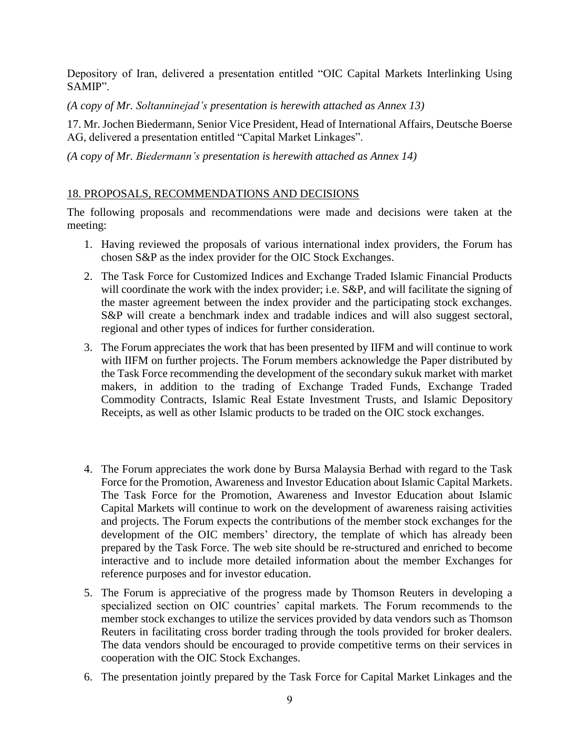Depository of Iran, delivered a presentation entitled "OIC Capital Markets Interlinking Using SAMIP".

*(A copy of Mr. Soltanninejad's presentation is herewith attached as Annex 13)*

17. Mr. Jochen Biedermann, Senior Vice President, Head of International Affairs, Deutsche Boerse AG, delivered a presentation entitled "Capital Market Linkages".

*(A copy of Mr. Biedermann's presentation is herewith attached as Annex 14)*

## 18. PROPOSALS, RECOMMENDATIONS AND DECISIONS

The following proposals and recommendations were made and decisions were taken at the meeting:

1. Having reviewed the proposals of various international index providers, the Forum has chosen S&P as the index provider for the OIC Stock Exchanges.
2. The Task Force for Customized Indices and Exchange Traded Islamic Financial Products will coordinate the work with the index provider; i.e. S&P, and will facilitate the signing of the master agreement between the index provider and the participating stock exchanges. S&P will create a benchmark index and tradable indices and will also suggest sectoral, regional and other types of indices for further consideration.
3. The Forum appreciates the work that has been presented by IIFM and will continue to work with IIFM on further projects. The Forum members acknowledge the Paper distributed by the Task Force recommending the development of the secondary sukuk market with market makers, in addition to the trading of Exchange Traded Funds, Exchange Traded Commodity Contracts, Islamic Real Estate Investment Trusts, and Islamic Depository Receipts, as well as other Islamic products to be traded on the OIC stock exchanges.
4. The Forum appreciates the work done by Bursa Malaysia Berhad with regard to the Task Force for the Promotion, Awareness and Investor Education about Islamic Capital Markets. The Task Force for the Promotion, Awareness and Investor Education about Islamic Capital Markets will continue to work on the development of awareness raising activities and projects. The Forum expects the contributions of the member stock exchanges for the development of the OIC members' directory, the template of which has already been prepared by the Task Force. The web site should be re-structured and enriched to become interactive and to include more detailed information about the member Exchanges for reference purposes and for investor education.
5. The Forum is appreciative of the progress made by Thomson Reuters in developing a specialized section on OIC countries' capital markets. The Forum recommends to the member stock exchanges to utilize the services provided by data vendors such as Thomson Reuters in facilitating cross border trading through the tools provided for broker dealers. The data vendors should be encouraged to provide competitive terms on their services in cooperation with the OIC Stock Exchanges.
6. The presentation jointly prepared by the Task Force for Capital Market Linkages and the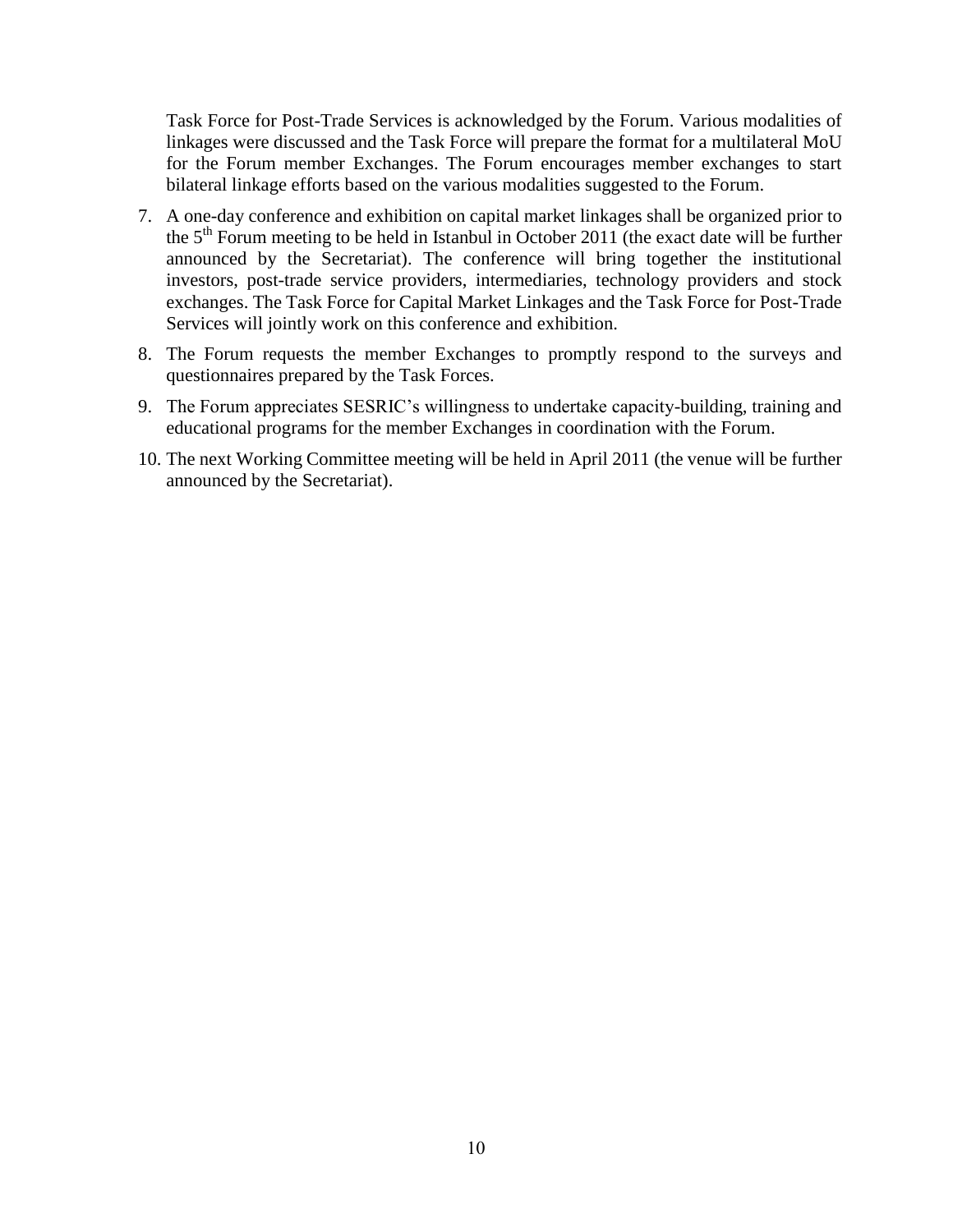Task Force for Post-Trade Services is acknowledged by the Forum. Various modalities of linkages were discussed and the Task Force will prepare the format for a multilateral MoU for the Forum member Exchanges. The Forum encourages member exchanges to start bilateral linkage efforts based on the various modalities suggested to the Forum.

7. A one-day conference and exhibition on capital market linkages shall be organized prior to the 5th Forum meeting to be held in Istanbul in October 2011 (the exact date will be further announced by the Secretariat). The conference will bring together the institutional investors, post-trade service providers, intermediaries, technology providers and stock exchanges. The Task Force for Capital Market Linkages and the Task Force for Post-Trade Services will jointly work on this conference and exhibition.
8. The Forum requests the member Exchanges to promptly respond to the surveys and questionnaires prepared by the Task Forces.
9. The Forum appreciates SESRIC's willingness to undertake capacity-building, training and educational programs for the member Exchanges in coordination with the Forum.
10. The next Working Committee meeting will be held in April 2011 (the venue will be further announced by the Secretariat).